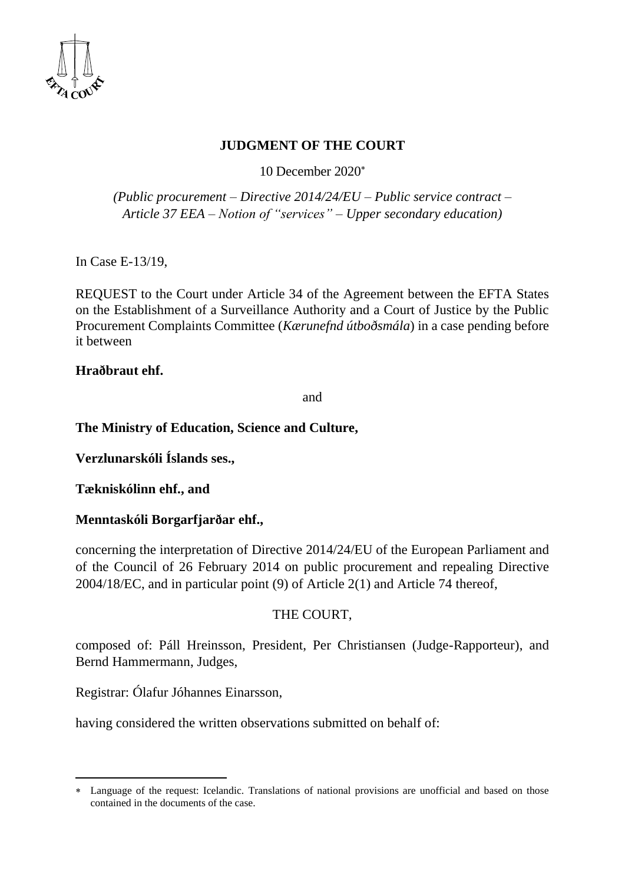# JUDGMENT OF THE COURT

10 December 2020*

*(Public procurement – Directive 2014/24/EU – Public service contract – Article 37 EEA – Notion of "services" – Upper secondary education)*

In Case E-13/19,

REQUEST to the Court under Article 34 of the Agreement between the EFTA States on the Establishment of a Surveillance Authority and a Court of Justice by the Public Procurement Complaints Committee (*Kærunefnd útboðsmála*) in a case pending before it between

**Hraðbraut ehf.**

and

**The Ministry of Education, Science and Culture,**

**Verzlunarskóli Íslands ses.,**

**Tækniskólinn ehf., and**

**Menntaskóli Borgarfjarðar ehf.,**

concerning the interpretation of Directive 2014/24/EU of the European Parliament and of the Council of 26 February 2014 on public procurement and repealing Directive 2004/18/EC, and in particular point (9) of Article 2(1) and Article 74 thereof,

THE COURT,

composed of: Páll Hreinsson, President, Per Christiansen (Judge-Rapporteur), and Bernd Hammermann, Judges,

Registrar: Ólafur Jóhannes Einarsson,

having considered the written observations submitted on behalf of:

---

* Language of the request: Icelandic. Translations of national provisions are unofficial and based on those contained in the documents of the case.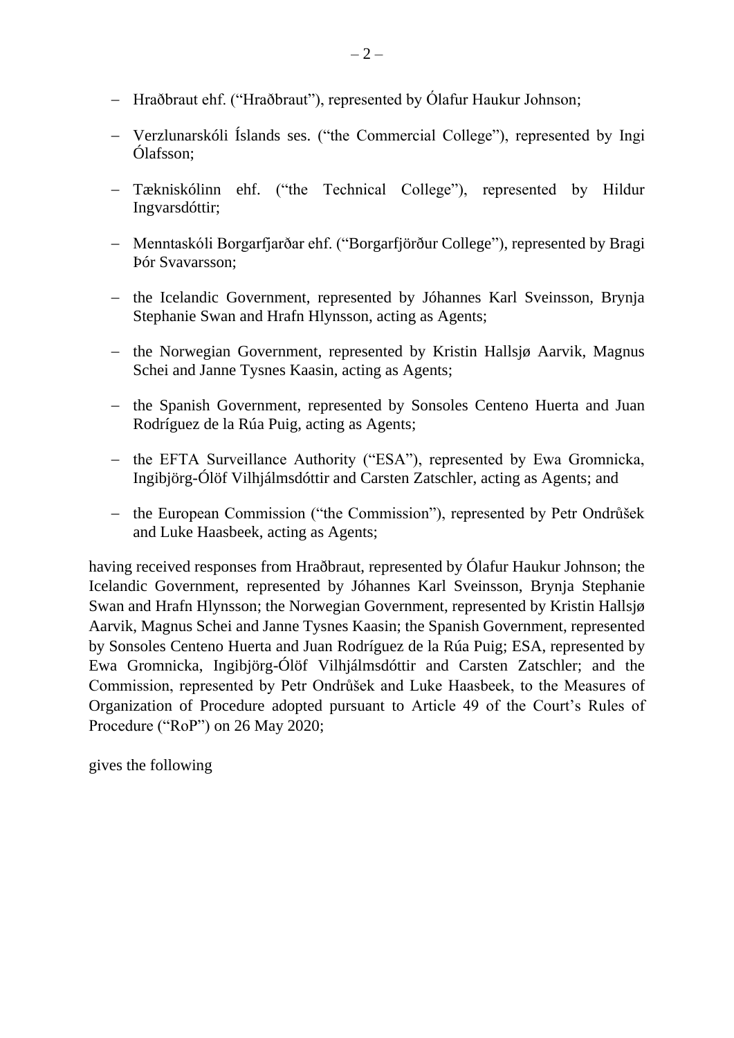- Hraðbraut ehf. (“Hraðbraut”), represented by Ólafur Haukur Johnson;
- Verzlunarskóli Íslands ses. (“the Commercial College”), represented by Ingi Ólafsson;
- Tækniskólinn ehf. (“the Technical College”), represented by Hildur Ingvarsdóttir;
- Menntaskóli Borgarfjarðar ehf. (“Borgarfjörður College”), represented by Bragi Þór Svavarsson;
- the Icelandic Government, represented by Jóhannes Karl Sveinsson, Brynja Stephanie Swan and Hrafn Hlynsson, acting as Agents;
- the Norwegian Government, represented by Kristin Hallsjø Aarvik, Magnus Schei and Janne Tysnes Kaasin, acting as Agents;
- the Spanish Government, represented by Sonsoles Centeno Huerta and Juan Rodríguez de la Rúa Puig, acting as Agents;
- the EFTA Surveillance Authority (“ESA”), represented by Ewa Gromnicka, Ingibjörg-Ólöf Vilhjálmsdóttir and Carsten Zatschler, acting as Agents; and
- the European Commission (“the Commission”), represented by Petr Ondrůšek and Luke Haasbeek, acting as Agents;

having received responses from Hraðbraut, represented by Ólafur Haukur Johnson; the Icelandic Government, represented by Jóhannes Karl Sveinsson, Brynja Stephanie Swan and Hrafn Hlynsson; the Norwegian Government, represented by Kristin Hallsjø Aarvik, Magnus Schei and Janne Tysnes Kaasin; the Spanish Government, represented by Sonsoles Centeno Huerta and Juan Rodríguez de la Rúa Puig; ESA, represented by Ewa Gromnicka, Ingibjörg-Ólöf Vilhjálmsdóttir and Carsten Zatschler; and the Commission, represented by Petr Ondrůšek and Luke Haasbeek, to the Measures of Organization of Procedure adopted pursuant to Article 49 of the Court’s Rules of Procedure (“RoP”) on 26 May 2020;

gives the following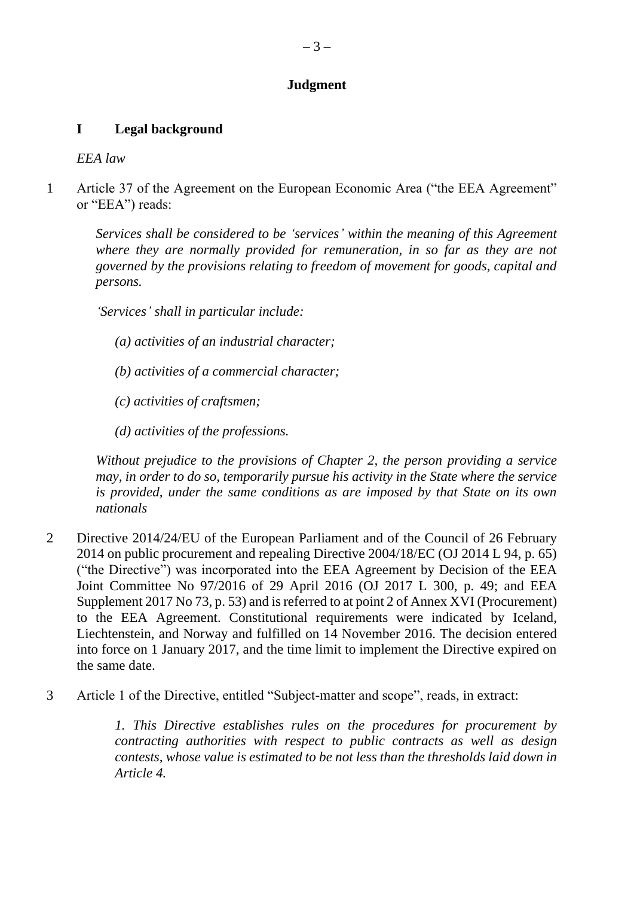## Judgment

### I Legal background

*EEA law*

1 Article 37 of the Agreement on the European Economic Area ("the EEA Agreement" or "EEA") reads:

> *Services shall be considered to be 'services' within the meaning of this Agreement where they are normally provided for remuneration, in so far as they are not governed by the provisions relating to freedom of movement for goods, capital and persons.*
>
> *'Services' shall in particular include:*
>
> *(a) activities of an industrial character;*
>
> *(b) activities of a commercial character;*
>
> *(c) activities of craftsmen;*
>
> *(d) activities of the professions.*
>
> *Without prejudice to the provisions of Chapter 2, the person providing a service may, in order to do so, temporarily pursue his activity in the State where the service is provided, under the same conditions as are imposed by that State on its own nationals*

2 Directive 2014/24/EU of the European Parliament and of the Council of 26 February 2014 on public procurement and repealing Directive 2004/18/EC (OJ 2014 L 94, p. 65) ("the Directive") was incorporated into the EEA Agreement by Decision of the EEA Joint Committee No 97/2016 of 29 April 2016 (OJ 2017 L 300, p. 49; and EEA Supplement 2017 No 73, p. 53) and is referred to at point 2 of Annex XVI (Procurement) to the EEA Agreement. Constitutional requirements were indicated by Iceland, Liechtenstein, and Norway and fulfilled on 14 November 2016. The decision entered into force on 1 January 2017, and the time limit to implement the Directive expired on the same date.

3 Article 1 of the Directive, entitled "Subject-matter and scope", reads, in extract:

> *1. This Directive establishes rules on the procedures for procurement by contracting authorities with respect to public contracts as well as design contests, whose value is estimated to be not less than the thresholds laid down in Article 4.*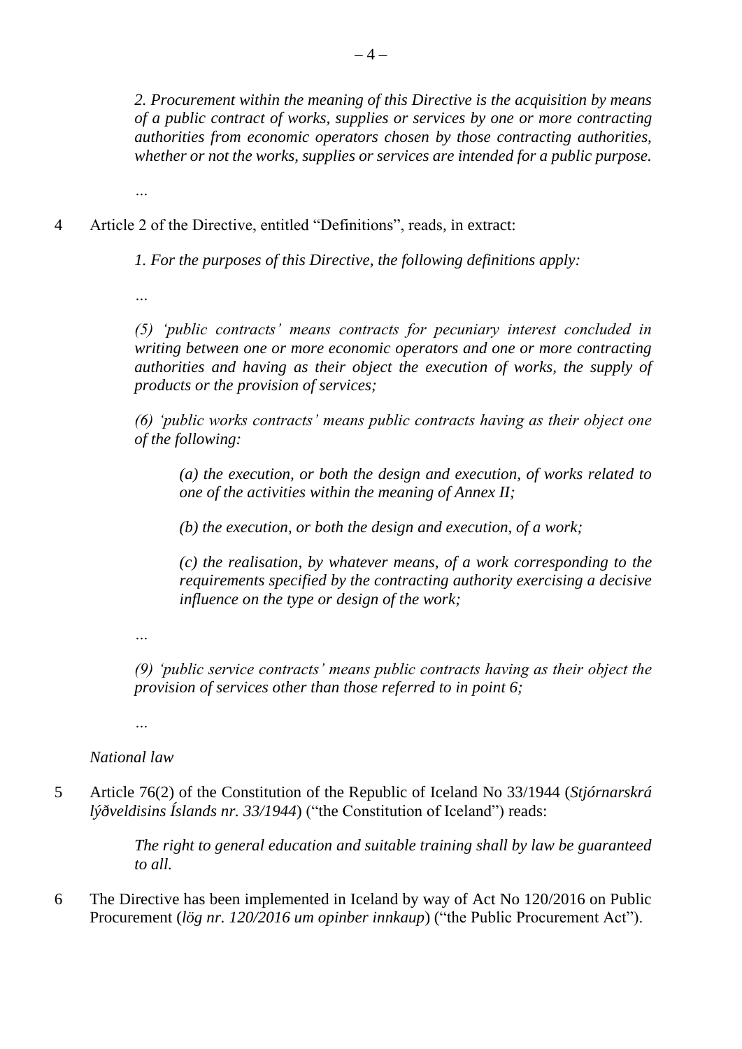*2. Procurement within the meaning of this Directive is the acquisition by means of a public contract of works, supplies or services by one or more contracting authorities from economic operators chosen by those contracting authorities, whether or not the works, supplies or services are intended for a public purpose.*

*…*

4 Article 2 of the Directive, entitled "Definitions", reads, in extract:

*1. For the purposes of this Directive, the following definitions apply:*

*…*

*(5) 'public contracts' means contracts for pecuniary interest concluded in writing between one or more economic operators and one or more contracting authorities and having as their object the execution of works, the supply of products or the provision of services;*

*(6) 'public works contracts' means public contracts having as their object one of the following:*

*(a) the execution, or both the design and execution, of works related to one of the activities within the meaning of Annex II;*

*(b) the execution, or both the design and execution, of a work;*

*(c) the realisation, by whatever means, of a work corresponding to the requirements specified by the contracting authority exercising a decisive influence on the type or design of the work;*

*…*

*(9) 'public service contracts' means public contracts having as their object the provision of services other than those referred to in point 6;*

*…*

*National law*

5 Article 76(2) of the Constitution of the Republic of Iceland No 33/1944 (*Stjórnarskrá lýðveldisins Íslands nr. 33/1944*) ("the Constitution of Iceland") reads:

*The right to general education and suitable training shall by law be guaranteed to all.*

6 The Directive has been implemented in Iceland by way of Act No 120/2016 on Public Procurement (*lög nr. 120/2016 um opinber innkaup*) ("the Public Procurement Act").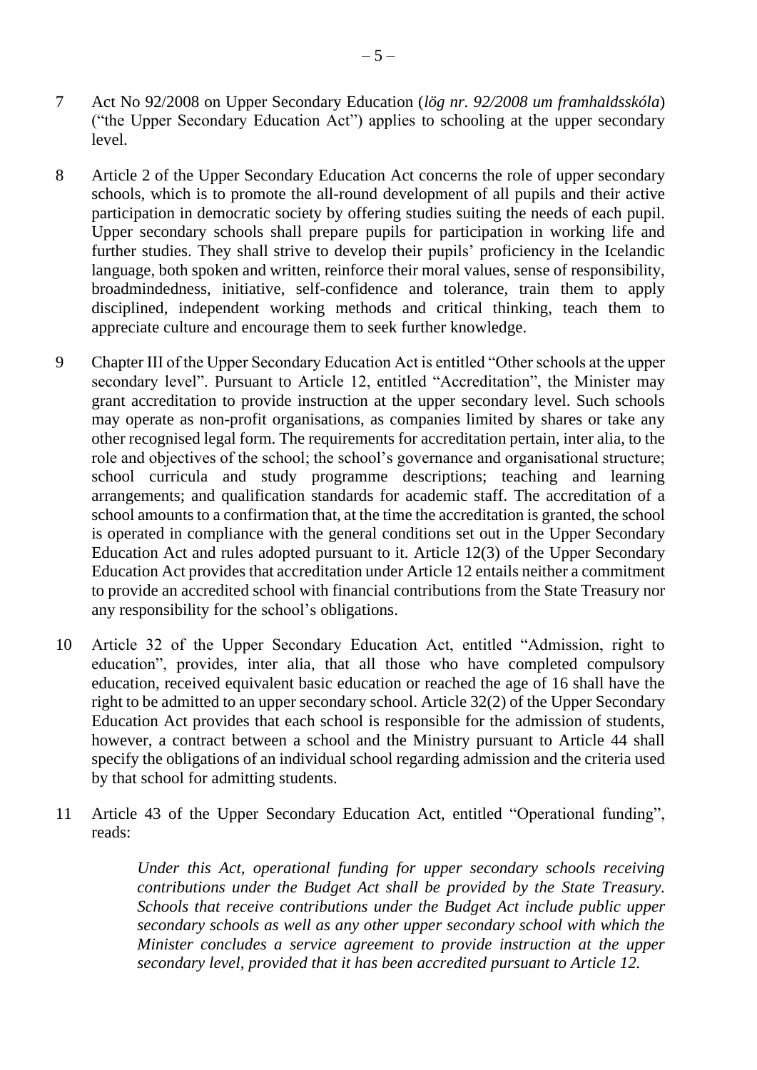7 Act No 92/2008 on Upper Secondary Education (*lög nr. 92/2008 um framhaldsskóla*) ("the Upper Secondary Education Act") applies to schooling at the upper secondary level.

8 Article 2 of the Upper Secondary Education Act concerns the role of upper secondary schools, which is to promote the all-round development of all pupils and their active participation in democratic society by offering studies suiting the needs of each pupil. Upper secondary schools shall prepare pupils for participation in working life and further studies. They shall strive to develop their pupils' proficiency in the Icelandic language, both spoken and written, reinforce their moral values, sense of responsibility, broadmindedness, initiative, self-confidence and tolerance, train them to apply disciplined, independent working methods and critical thinking, teach them to appreciate culture and encourage them to seek further knowledge.

9 Chapter III of the Upper Secondary Education Act is entitled "Other schools at the upper secondary level". Pursuant to Article 12, entitled "Accreditation", the Minister may grant accreditation to provide instruction at the upper secondary level. Such schools may operate as non-profit organisations, as companies limited by shares or take any other recognised legal form. The requirements for accreditation pertain, inter alia, to the role and objectives of the school; the school's governance and organisational structure; school curricula and study programme descriptions; teaching and learning arrangements; and qualification standards for academic staff. The accreditation of a school amounts to a confirmation that, at the time the accreditation is granted, the school is operated in compliance with the general conditions set out in the Upper Secondary Education Act and rules adopted pursuant to it. Article 12(3) of the Upper Secondary Education Act provides that accreditation under Article 12 entails neither a commitment to provide an accredited school with financial contributions from the State Treasury nor any responsibility for the school's obligations.

10 Article 32 of the Upper Secondary Education Act, entitled "Admission, right to education", provides, inter alia, that all those who have completed compulsory education, received equivalent basic education or reached the age of 16 shall have the right to be admitted to an upper secondary school. Article 32(2) of the Upper Secondary Education Act provides that each school is responsible for the admission of students, however, a contract between a school and the Ministry pursuant to Article 44 shall specify the obligations of an individual school regarding admission and the criteria used by that school for admitting students.

11 Article 43 of the Upper Secondary Education Act, entitled "Operational funding", reads:

> *Under this Act, operational funding for upper secondary schools receiving contributions under the Budget Act shall be provided by the State Treasury. Schools that receive contributions under the Budget Act include public upper secondary schools as well as any other upper secondary school with which the Minister concludes a service agreement to provide instruction at the upper secondary level, provided that it has been accredited pursuant to Article 12.*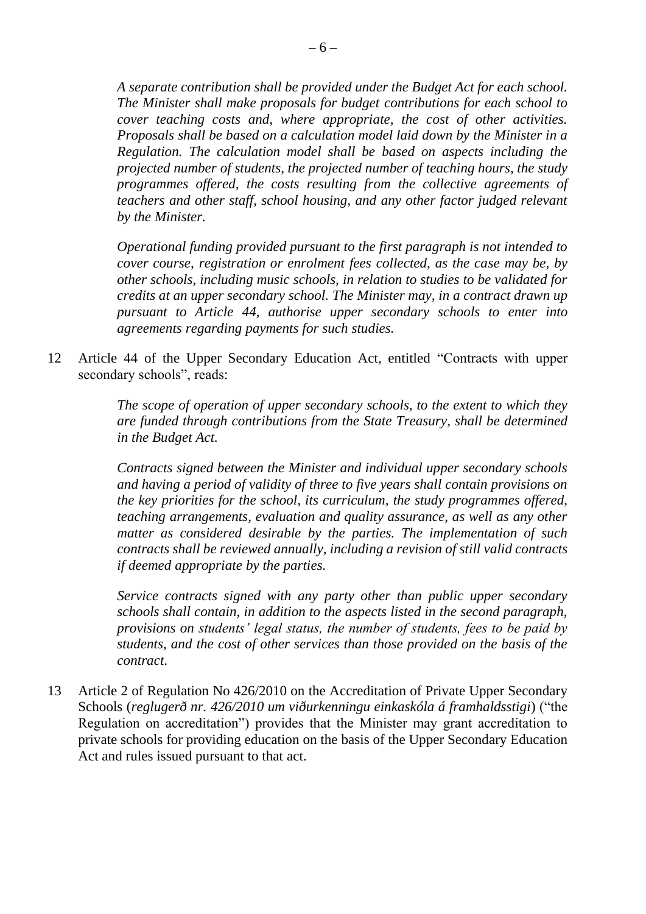*A separate contribution shall be provided under the Budget Act for each school. The Minister shall make proposals for budget contributions for each school to cover teaching costs and, where appropriate, the cost of other activities. Proposals shall be based on a calculation model laid down by the Minister in a Regulation. The calculation model shall be based on aspects including the projected number of students, the projected number of teaching hours, the study programmes offered, the costs resulting from the collective agreements of teachers and other staff, school housing, and any other factor judged relevant by the Minister.*

*Operational funding provided pursuant to the first paragraph is not intended to cover course, registration or enrolment fees collected, as the case may be, by other schools, including music schools, in relation to studies to be validated for credits at an upper secondary school. The Minister may, in a contract drawn up pursuant to Article 44, authorise upper secondary schools to enter into agreements regarding payments for such studies.*

12 Article 44 of the Upper Secondary Education Act, entitled "Contracts with upper secondary schools", reads:

*The scope of operation of upper secondary schools, to the extent to which they are funded through contributions from the State Treasury, shall be determined in the Budget Act.*

*Contracts signed between the Minister and individual upper secondary schools and having a period of validity of three to five years shall contain provisions on the key priorities for the school, its curriculum, the study programmes offered, teaching arrangements, evaluation and quality assurance, as well as any other matter as considered desirable by the parties. The implementation of such contracts shall be reviewed annually, including a revision of still valid contracts if deemed appropriate by the parties.*

*Service contracts signed with any party other than public upper secondary schools shall contain, in addition to the aspects listed in the second paragraph, provisions on students' legal status, the number of students, fees to be paid by students, and the cost of other services than those provided on the basis of the contract.*

13 Article 2 of Regulation No 426/2010 on the Accreditation of Private Upper Secondary Schools (*reglugerð nr. 426/2010 um viðurkenningu einkaskóla á framhaldsstigi*) ("the Regulation on accreditation") provides that the Minister may grant accreditation to private schools for providing education on the basis of the Upper Secondary Education Act and rules issued pursuant to that act.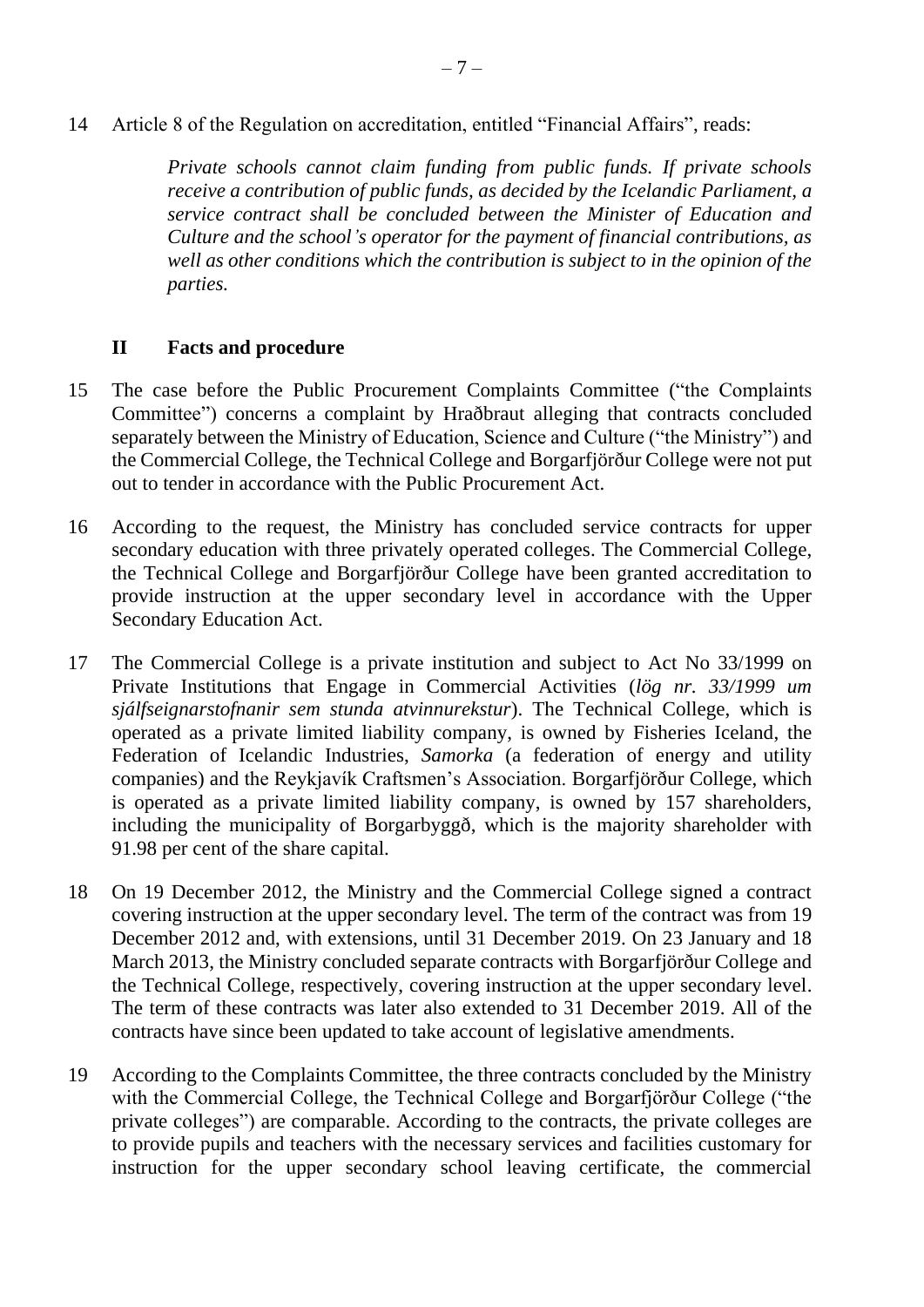14 Article 8 of the Regulation on accreditation, entitled "Financial Affairs", reads:

> *Private schools cannot claim funding from public funds. If private schools receive a contribution of public funds, as decided by the Icelandic Parliament, a service contract shall be concluded between the Minister of Education and Culture and the school's operator for the payment of financial contributions, as well as other conditions which the contribution is subject to in the opinion of the parties.*

## II Facts and procedure

15 The case before the Public Procurement Complaints Committee ("the Complaints Committee") concerns a complaint by Hraðbraut alleging that contracts concluded separately between the Ministry of Education, Science and Culture ("the Ministry") and the Commercial College, the Technical College and Borgarfjörður College were not put out to tender in accordance with the Public Procurement Act.

16 According to the request, the Ministry has concluded service contracts for upper secondary education with three privately operated colleges. The Commercial College, the Technical College and Borgarfjörður College have been granted accreditation to provide instruction at the upper secondary level in accordance with the Upper Secondary Education Act.

17 The Commercial College is a private institution and subject to Act No 33/1999 on Private Institutions that Engage in Commercial Activities (*lög nr. 33/1999 um sjálfseignarstofnanir sem stunda atvinnurekstur*). The Technical College, which is operated as a private limited liability company, is owned by Fisheries Iceland, the Federation of Icelandic Industries, *Samorka* (a federation of energy and utility companies) and the Reykjavík Craftsmen's Association. Borgarfjörður College, which is operated as a private limited liability company, is owned by 157 shareholders, including the municipality of Borgarbyggð, which is the majority shareholder with 91.98 per cent of the share capital.

18 On 19 December 2012, the Ministry and the Commercial College signed a contract covering instruction at the upper secondary level. The term of the contract was from 19 December 2012 and, with extensions, until 31 December 2019. On 23 January and 18 March 2013, the Ministry concluded separate contracts with Borgarfjörður College and the Technical College, respectively, covering instruction at the upper secondary level. The term of these contracts was later also extended to 31 December 2019. All of the contracts have since been updated to take account of legislative amendments.

19 According to the Complaints Committee, the three contracts concluded by the Ministry with the Commercial College, the Technical College and Borgarfjörður College ("the private colleges") are comparable. According to the contracts, the private colleges are to provide pupils and teachers with the necessary services and facilities customary for instruction for the upper secondary school leaving certificate, the commercial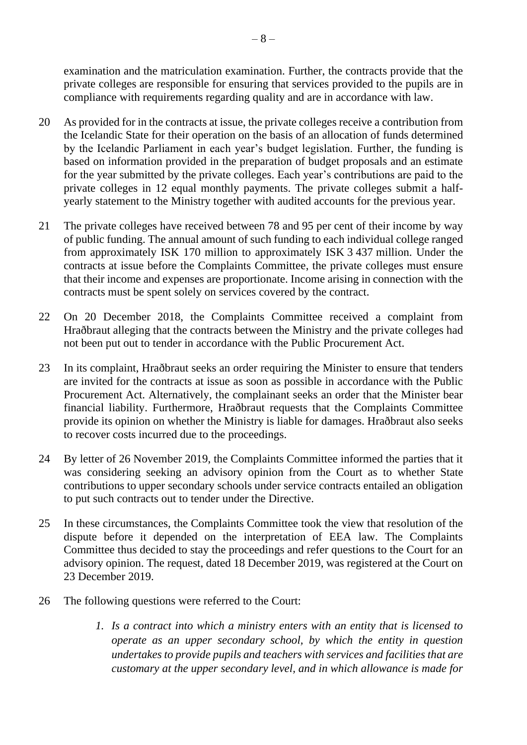examination and the matriculation examination. Further, the contracts provide that the private colleges are responsible for ensuring that services provided to the pupils are in compliance with requirements regarding quality and are in accordance with law.

20 As provided for in the contracts at issue, the private colleges receive a contribution from the Icelandic State for their operation on the basis of an allocation of funds determined by the Icelandic Parliament in each year's budget legislation. Further, the funding is based on information provided in the preparation of budget proposals and an estimate for the year submitted by the private colleges. Each year's contributions are paid to the private colleges in 12 equal monthly payments. The private colleges submit a half-yearly statement to the Ministry together with audited accounts for the previous year.

21 The private colleges have received between 78 and 95 per cent of their income by way of public funding. The annual amount of such funding to each individual college ranged from approximately ISK 170 million to approximately ISK 3 437 million. Under the contracts at issue before the Complaints Committee, the private colleges must ensure that their income and expenses are proportionate. Income arising in connection with the contracts must be spent solely on services covered by the contract.

22 On 20 December 2018, the Complaints Committee received a complaint from Hraðbraut alleging that the contracts between the Ministry and the private colleges had not been put out to tender in accordance with the Public Procurement Act.

23 In its complaint, Hraðbraut seeks an order requiring the Minister to ensure that tenders are invited for the contracts at issue as soon as possible in accordance with the Public Procurement Act. Alternatively, the complainant seeks an order that the Minister bear financial liability. Furthermore, Hraðbraut requests that the Complaints Committee provide its opinion on whether the Ministry is liable for damages. Hraðbraut also seeks to recover costs incurred due to the proceedings.

24 By letter of 26 November 2019, the Complaints Committee informed the parties that it was considering seeking an advisory opinion from the Court as to whether State contributions to upper secondary schools under service contracts entailed an obligation to put such contracts out to tender under the Directive.

25 In these circumstances, the Complaints Committee took the view that resolution of the dispute before it depended on the interpretation of EEA law. The Complaints Committee thus decided to stay the proceedings and refer questions to the Court for an advisory opinion. The request, dated 18 December 2019, was registered at the Court on 23 December 2019.

26 The following questions were referred to the Court:

> 1. *Is a contract into which a ministry enters with an entity that is licensed to operate as an upper secondary school, by which the entity in question undertakes to provide pupils and teachers with services and facilities that are customary at the upper secondary level, and in which allowance is made for*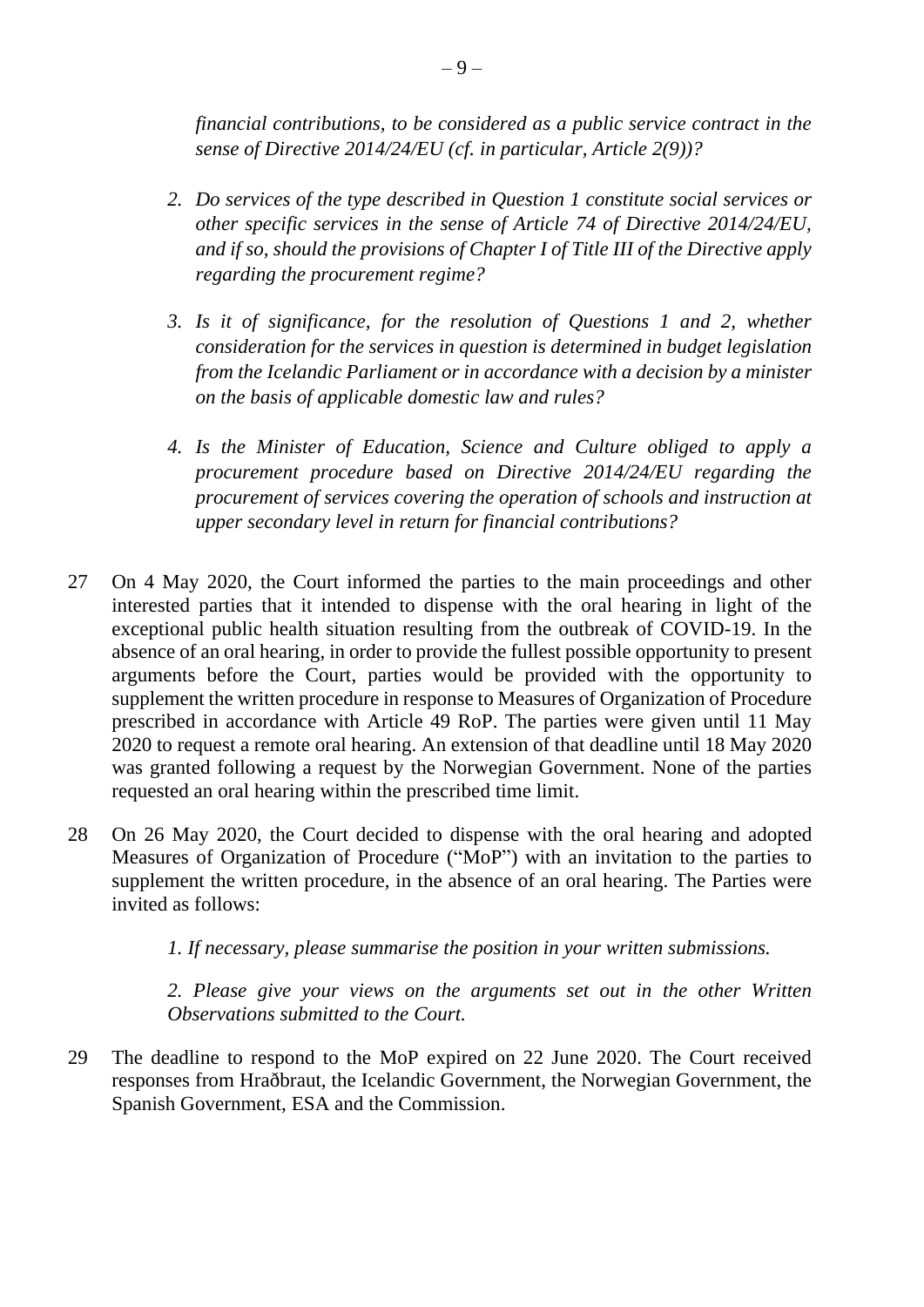*financial contributions, to be considered as a public service contract in the sense of Directive 2014/24/EU (cf. in particular, Article 2(9))?*

2. *Do services of the type described in Question 1 constitute social services or other specific services in the sense of Article 74 of Directive 2014/24/EU, and if so, should the provisions of Chapter I of Title III of the Directive apply regarding the procurement regime?*

3. *Is it of significance, for the resolution of Questions 1 and 2, whether consideration for the services in question is determined in budget legislation from the Icelandic Parliament or in accordance with a decision by a minister on the basis of applicable domestic law and rules?*

4. *Is the Minister of Education, Science and Culture obliged to apply a procurement procedure based on Directive 2014/24/EU regarding the procurement of services covering the operation of schools and instruction at upper secondary level in return for financial contributions?*

27 On 4 May 2020, the Court informed the parties to the main proceedings and other interested parties that it intended to dispense with the oral hearing in light of the exceptional public health situation resulting from the outbreak of COVID-19. In the absence of an oral hearing, in order to provide the fullest possible opportunity to present arguments before the Court, parties would be provided with the opportunity to supplement the written procedure in response to Measures of Organization of Procedure prescribed in accordance with Article 49 RoP. The parties were given until 11 May 2020 to request a remote oral hearing. An extension of that deadline until 18 May 2020 was granted following a request by the Norwegian Government. None of the parties requested an oral hearing within the prescribed time limit.

28 On 26 May 2020, the Court decided to dispense with the oral hearing and adopted Measures of Organization of Procedure ("MoP") with an invitation to the parties to supplement the written procedure, in the absence of an oral hearing. The Parties were invited as follows:

*1. If necessary, please summarise the position in your written submissions.*

*2. Please give your views on the arguments set out in the other Written Observations submitted to the Court.*

29 The deadline to respond to the MoP expired on 22 June 2020. The Court received responses from Hraðbraut, the Icelandic Government, the Norwegian Government, the Spanish Government, ESA and the Commission.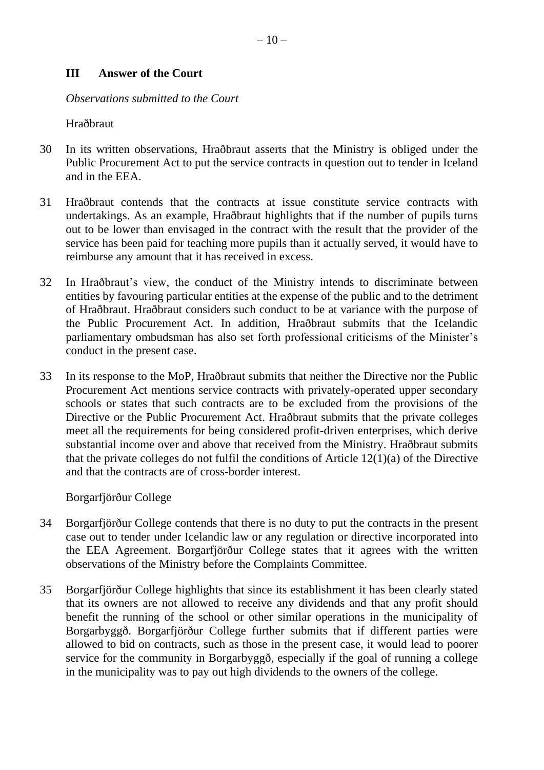## III Answer of the Court

*Observations submitted to the Court*

Hraðbraut

30 In its written observations, Hraðbraut asserts that the Ministry is obliged under the Public Procurement Act to put the service contracts in question out to tender in Iceland and in the EEA.

31 Hraðbraut contends that the contracts at issue constitute service contracts with undertakings. As an example, Hraðbraut highlights that if the number of pupils turns out to be lower than envisaged in the contract with the result that the provider of the service has been paid for teaching more pupils than it actually served, it would have to reimburse any amount that it has received in excess.

32 In Hraðbraut's view, the conduct of the Ministry intends to discriminate between entities by favouring particular entities at the expense of the public and to the detriment of Hraðbraut. Hraðbraut considers such conduct to be at variance with the purpose of the Public Procurement Act. In addition, Hraðbraut submits that the Icelandic parliamentary ombudsman has also set forth professional criticisms of the Minister's conduct in the present case.

33 In its response to the MoP, Hraðbraut submits that neither the Directive nor the Public Procurement Act mentions service contracts with privately-operated upper secondary schools or states that such contracts are to be excluded from the provisions of the Directive or the Public Procurement Act. Hraðbraut submits that the private colleges meet all the requirements for being considered profit-driven enterprises, which derive substantial income over and above that received from the Ministry. Hraðbraut submits that the private colleges do not fulfil the conditions of Article 12(1)(a) of the Directive and that the contracts are of cross-border interest.

Borgarfjörður College

34 Borgarfjörður College contends that there is no duty to put the contracts in the present case out to tender under Icelandic law or any regulation or directive incorporated into the EEA Agreement. Borgarfjörður College states that it agrees with the written observations of the Ministry before the Complaints Committee.

35 Borgarfjörður College highlights that since its establishment it has been clearly stated that its owners are not allowed to receive any dividends and that any profit should benefit the running of the school or other similar operations in the municipality of Borgarbyggð. Borgarfjörður College further submits that if different parties were allowed to bid on contracts, such as those in the present case, it would lead to poorer service for the community in Borgarbyggð, especially if the goal of running a college in the municipality was to pay out high dividends to the owners of the college.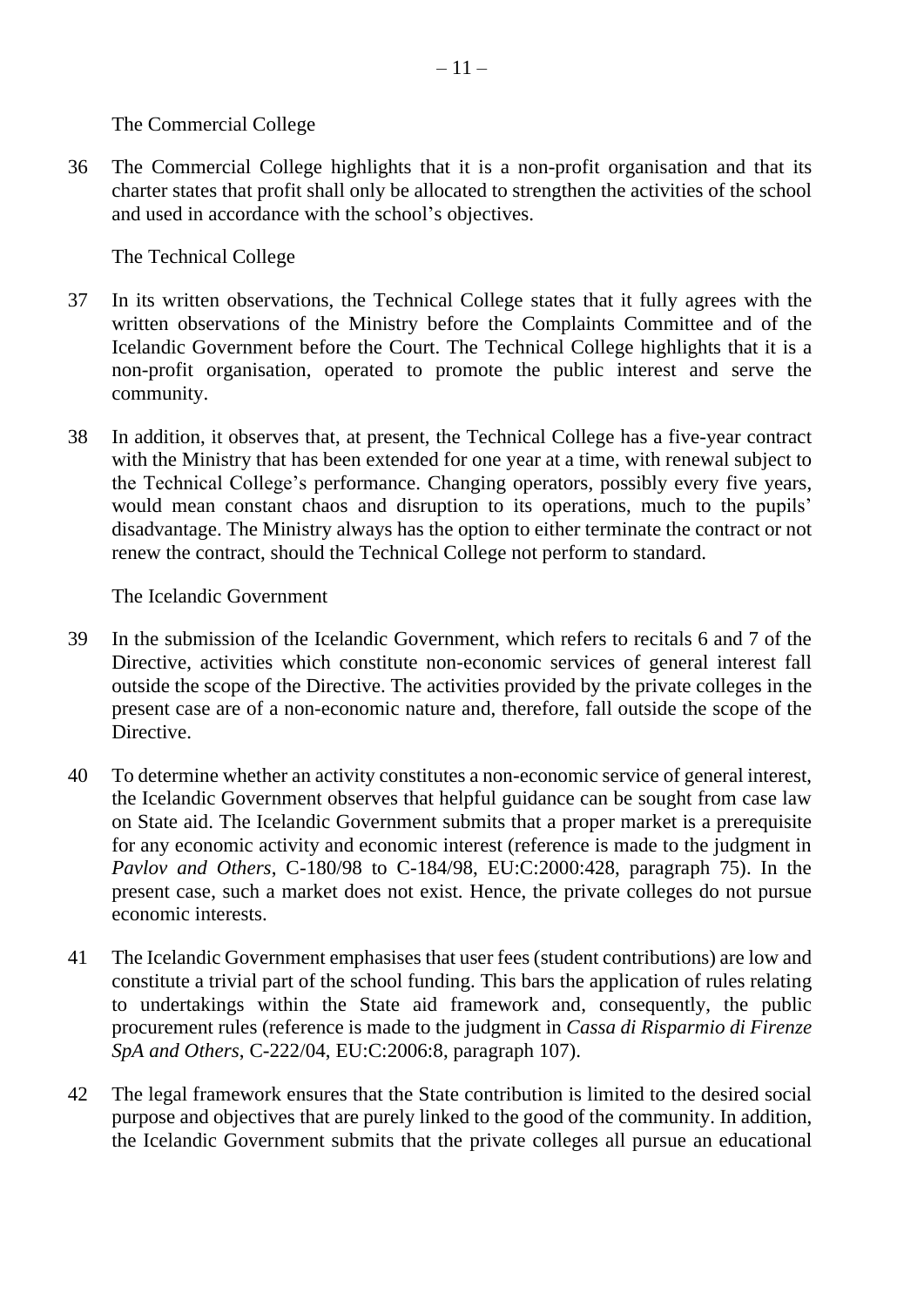The Commercial College

36 The Commercial College highlights that it is a non-profit organisation and that its charter states that profit shall only be allocated to strengthen the activities of the school and used in accordance with the school's objectives.

The Technical College

37 In its written observations, the Technical College states that it fully agrees with the written observations of the Ministry before the Complaints Committee and of the Icelandic Government before the Court. The Technical College highlights that it is a non-profit organisation, operated to promote the public interest and serve the community.

38 In addition, it observes that, at present, the Technical College has a five-year contract with the Ministry that has been extended for one year at a time, with renewal subject to the Technical College's performance. Changing operators, possibly every five years, would mean constant chaos and disruption to its operations, much to the pupils' disadvantage. The Ministry always has the option to either terminate the contract or not renew the contract, should the Technical College not perform to standard.

The Icelandic Government

39 In the submission of the Icelandic Government, which refers to recitals 6 and 7 of the Directive, activities which constitute non-economic services of general interest fall outside the scope of the Directive. The activities provided by the private colleges in the present case are of a non-economic nature and, therefore, fall outside the scope of the Directive.

40 To determine whether an activity constitutes a non-economic service of general interest, the Icelandic Government observes that helpful guidance can be sought from case law on State aid. The Icelandic Government submits that a proper market is a prerequisite for any economic activity and economic interest (reference is made to the judgment in *Pavlov and Others*, C-180/98 to C-184/98, EU:C:2000:428, paragraph 75). In the present case, such a market does not exist. Hence, the private colleges do not pursue economic interests.

41 The Icelandic Government emphasises that user fees (student contributions) are low and constitute a trivial part of the school funding. This bars the application of rules relating to undertakings within the State aid framework and, consequently, the public procurement rules (reference is made to the judgment in *Cassa di Risparmio di Firenze SpA and Others*, C-222/04, EU:C:2006:8, paragraph 107).

42 The legal framework ensures that the State contribution is limited to the desired social purpose and objectives that are purely linked to the good of the community. In addition, the Icelandic Government submits that the private colleges all pursue an educational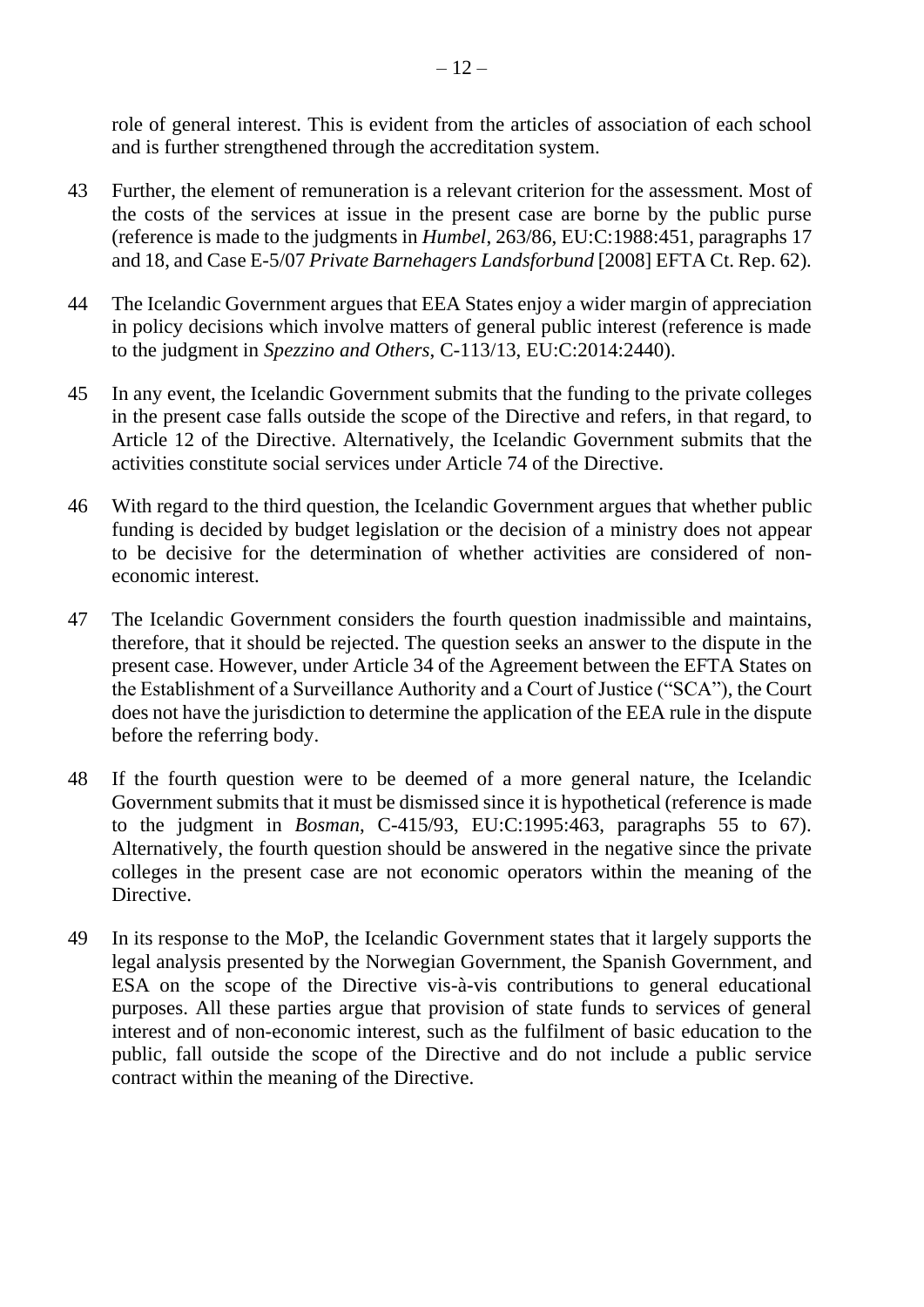role of general interest. This is evident from the articles of association of each school and is further strengthened through the accreditation system.

43 Further, the element of remuneration is a relevant criterion for the assessment. Most of the costs of the services at issue in the present case are borne by the public purse (reference is made to the judgments in *Humbel*, 263/86, EU:C:1988:451, paragraphs 17 and 18, and Case E-5/07 *Private Barnehagers Landsforbund* [2008] EFTA Ct. Rep. 62).

44 The Icelandic Government argues that EEA States enjoy a wider margin of appreciation in policy decisions which involve matters of general public interest (reference is made to the judgment in *Spezzino and Others*, C-113/13, EU:C:2014:2440).

45 In any event, the Icelandic Government submits that the funding to the private colleges in the present case falls outside the scope of the Directive and refers, in that regard, to Article 12 of the Directive. Alternatively, the Icelandic Government submits that the activities constitute social services under Article 74 of the Directive.

46 With regard to the third question, the Icelandic Government argues that whether public funding is decided by budget legislation or the decision of a ministry does not appear to be decisive for the determination of whether activities are considered of non-economic interest.

47 The Icelandic Government considers the fourth question inadmissible and maintains, therefore, that it should be rejected. The question seeks an answer to the dispute in the present case. However, under Article 34 of the Agreement between the EFTA States on the Establishment of a Surveillance Authority and a Court of Justice ("SCA"), the Court does not have the jurisdiction to determine the application of the EEA rule in the dispute before the referring body.

48 If the fourth question were to be deemed of a more general nature, the Icelandic Government submits that it must be dismissed since it is hypothetical (reference is made to the judgment in *Bosman*, C-415/93, EU:C:1995:463, paragraphs 55 to 67). Alternatively, the fourth question should be answered in the negative since the private colleges in the present case are not economic operators within the meaning of the Directive.

49 In its response to the MoP, the Icelandic Government states that it largely supports the legal analysis presented by the Norwegian Government, the Spanish Government, and ESA on the scope of the Directive vis-à-vis contributions to general educational purposes. All these parties argue that provision of state funds to services of general interest and of non-economic interest, such as the fulfilment of basic education to the public, fall outside the scope of the Directive and do not include a public service contract within the meaning of the Directive.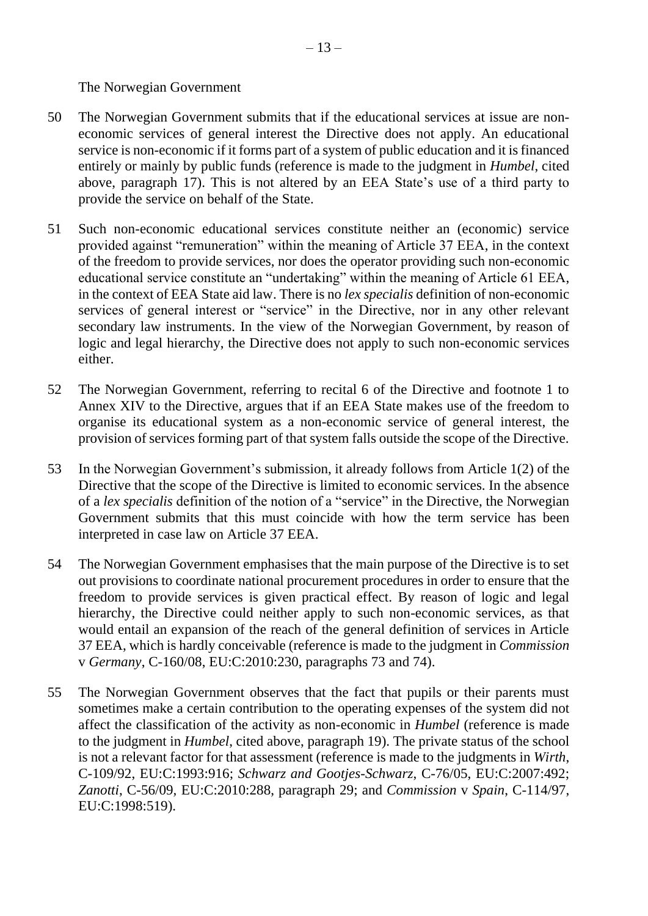The Norwegian Government

50 The Norwegian Government submits that if the educational services at issue are non-economic services of general interest the Directive does not apply. An educational service is non-economic if it forms part of a system of public education and it is financed entirely or mainly by public funds (reference is made to the judgment in *Humbel*, cited above, paragraph 17). This is not altered by an EEA State's use of a third party to provide the service on behalf of the State.

51 Such non-economic educational services constitute neither an (economic) service provided against "remuneration" within the meaning of Article 37 EEA, in the context of the freedom to provide services, nor does the operator providing such non-economic educational service constitute an "undertaking" within the meaning of Article 61 EEA, in the context of EEA State aid law. There is no *lex specialis* definition of non-economic services of general interest or "service" in the Directive, nor in any other relevant secondary law instruments. In the view of the Norwegian Government, by reason of logic and legal hierarchy, the Directive does not apply to such non-economic services either.

52 The Norwegian Government, referring to recital 6 of the Directive and footnote 1 to Annex XIV to the Directive, argues that if an EEA State makes use of the freedom to organise its educational system as a non-economic service of general interest, the provision of services forming part of that system falls outside the scope of the Directive.

53 In the Norwegian Government's submission, it already follows from Article 1(2) of the Directive that the scope of the Directive is limited to economic services. In the absence of a *lex specialis* definition of the notion of a "service" in the Directive, the Norwegian Government submits that this must coincide with how the term service has been interpreted in case law on Article 37 EEA.

54 The Norwegian Government emphasises that the main purpose of the Directive is to set out provisions to coordinate national procurement procedures in order to ensure that the freedom to provide services is given practical effect. By reason of logic and legal hierarchy, the Directive could neither apply to such non-economic services, as that would entail an expansion of the reach of the general definition of services in Article 37 EEA, which is hardly conceivable (reference is made to the judgment in *Commission* v *Germany*, C-160/08, EU:C:2010:230, paragraphs 73 and 74).

55 The Norwegian Government observes that the fact that pupils or their parents must sometimes make a certain contribution to the operating expenses of the system did not affect the classification of the activity as non-economic in *Humbel* (reference is made to the judgment in *Humbel*, cited above, paragraph 19). The private status of the school is not a relevant factor for that assessment (reference is made to the judgments in *Wirth*, C-109/92, EU:C:1993:916; *Schwarz and Gootjes-Schwarz*, C-76/05, EU:C:2007:492; *Zanotti*, C-56/09, EU:C:2010:288, paragraph 29; and *Commission* v *Spain*, C-114/97, EU:C:1998:519).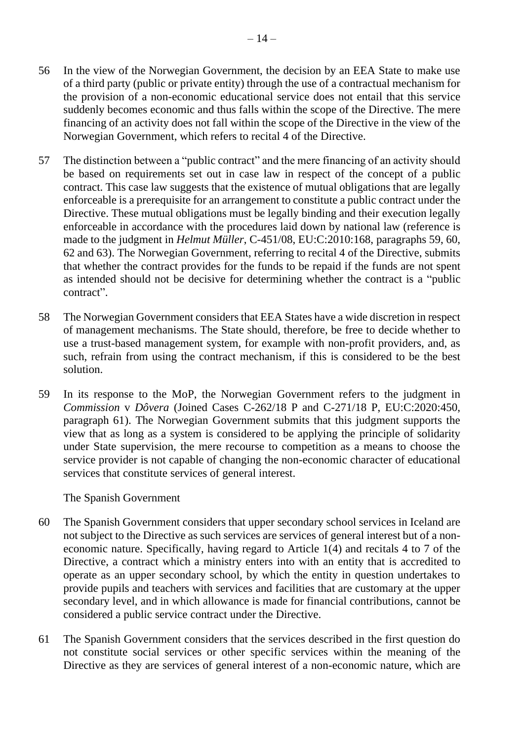56 In the view of the Norwegian Government, the decision by an EEA State to make use of a third party (public or private entity) through the use of a contractual mechanism for the provision of a non-economic educational service does not entail that this service suddenly becomes economic and thus falls within the scope of the Directive. The mere financing of an activity does not fall within the scope of the Directive in the view of the Norwegian Government, which refers to recital 4 of the Directive.

57 The distinction between a "public contract" and the mere financing of an activity should be based on requirements set out in case law in respect of the concept of a public contract. This case law suggests that the existence of mutual obligations that are legally enforceable is a prerequisite for an arrangement to constitute a public contract under the Directive. These mutual obligations must be legally binding and their execution legally enforceable in accordance with the procedures laid down by national law (reference is made to the judgment in *Helmut Müller*, C-451/08, EU:C:2010:168, paragraphs 59, 60, 62 and 63). The Norwegian Government, referring to recital 4 of the Directive, submits that whether the contract provides for the funds to be repaid if the funds are not spent as intended should not be decisive for determining whether the contract is a "public contract".

58 The Norwegian Government considers that EEA States have a wide discretion in respect of management mechanisms. The State should, therefore, be free to decide whether to use a trust-based management system, for example with non-profit providers, and, as such, refrain from using the contract mechanism, if this is considered to be the best solution.

59 In its response to the MoP, the Norwegian Government refers to the judgment in *Commission* v *Dôvera* (Joined Cases C-262/18 P and C-271/18 P, EU:C:2020:450, paragraph 61). The Norwegian Government submits that this judgment supports the view that as long as a system is considered to be applying the principle of solidarity under State supervision, the mere recourse to competition as a means to choose the service provider is not capable of changing the non-economic character of educational services that constitute services of general interest.

The Spanish Government

60 The Spanish Government considers that upper secondary school services in Iceland are not subject to the Directive as such services are services of general interest but of a non-economic nature. Specifically, having regard to Article 1(4) and recitals 4 to 7 of the Directive, a contract which a ministry enters into with an entity that is accredited to operate as an upper secondary school, by which the entity in question undertakes to provide pupils and teachers with services and facilities that are customary at the upper secondary level, and in which allowance is made for financial contributions, cannot be considered a public service contract under the Directive.

61 The Spanish Government considers that the services described in the first question do not constitute social services or other specific services within the meaning of the Directive as they are services of general interest of a non-economic nature, which are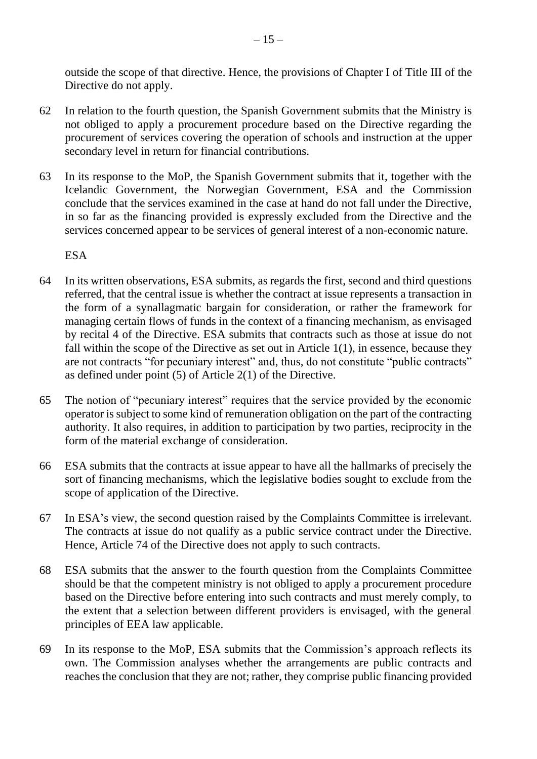outside the scope of that directive. Hence, the provisions of Chapter I of Title III of the Directive do not apply.

62 In relation to the fourth question, the Spanish Government submits that the Ministry is not obliged to apply a procurement procedure based on the Directive regarding the procurement of services covering the operation of schools and instruction at the upper secondary level in return for financial contributions.

63 In its response to the MoP, the Spanish Government submits that it, together with the Icelandic Government, the Norwegian Government, ESA and the Commission conclude that the services examined in the case at hand do not fall under the Directive, in so far as the financing provided is expressly excluded from the Directive and the services concerned appear to be services of general interest of a non-economic nature.

ESA

64 In its written observations, ESA submits, as regards the first, second and third questions referred, that the central issue is whether the contract at issue represents a transaction in the form of a synallagmatic bargain for consideration, or rather the framework for managing certain flows of funds in the context of a financing mechanism, as envisaged by recital 4 of the Directive. ESA submits that contracts such as those at issue do not fall within the scope of the Directive as set out in Article 1(1), in essence, because they are not contracts "for pecuniary interest" and, thus, do not constitute "public contracts" as defined under point (5) of Article 2(1) of the Directive.

65 The notion of "pecuniary interest" requires that the service provided by the economic operator is subject to some kind of remuneration obligation on the part of the contracting authority. It also requires, in addition to participation by two parties, reciprocity in the form of the material exchange of consideration.

66 ESA submits that the contracts at issue appear to have all the hallmarks of precisely the sort of financing mechanisms, which the legislative bodies sought to exclude from the scope of application of the Directive.

67 In ESA's view, the second question raised by the Complaints Committee is irrelevant. The contracts at issue do not qualify as a public service contract under the Directive. Hence, Article 74 of the Directive does not apply to such contracts.

68 ESA submits that the answer to the fourth question from the Complaints Committee should be that the competent ministry is not obliged to apply a procurement procedure based on the Directive before entering into such contracts and must merely comply, to the extent that a selection between different providers is envisaged, with the general principles of EEA law applicable.

69 In its response to the MoP, ESA submits that the Commission's approach reflects its own. The Commission analyses whether the arrangements are public contracts and reaches the conclusion that they are not; rather, they comprise public financing provided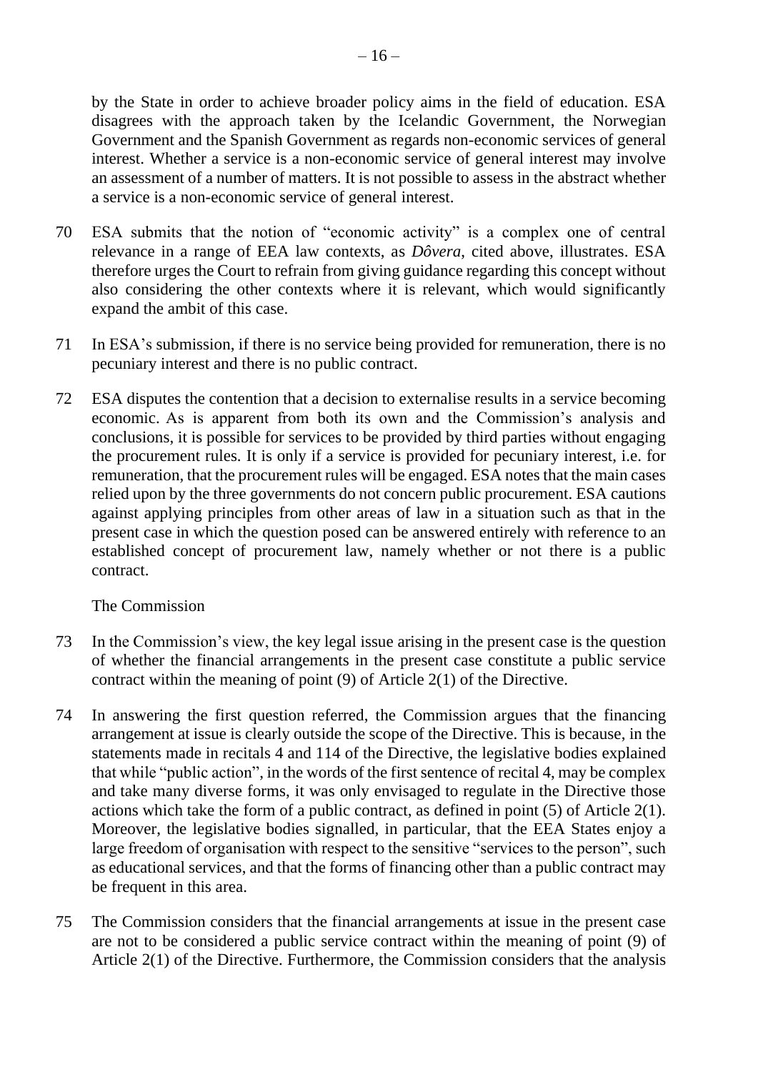by the State in order to achieve broader policy aims in the field of education. ESA disagrees with the approach taken by the Icelandic Government, the Norwegian Government and the Spanish Government as regards non-economic services of general interest. Whether a service is a non-economic service of general interest may involve an assessment of a number of matters. It is not possible to assess in the abstract whether a service is a non-economic service of general interest.

70 ESA submits that the notion of "economic activity" is a complex one of central relevance in a range of EEA law contexts, as *Dôvera*, cited above, illustrates. ESA therefore urges the Court to refrain from giving guidance regarding this concept without also considering the other contexts where it is relevant, which would significantly expand the ambit of this case.

71 In ESA's submission, if there is no service being provided for remuneration, there is no pecuniary interest and there is no public contract.

72 ESA disputes the contention that a decision to externalise results in a service becoming economic. As is apparent from both its own and the Commission's analysis and conclusions, it is possible for services to be provided by third parties without engaging the procurement rules. It is only if a service is provided for pecuniary interest, i.e. for remuneration, that the procurement rules will be engaged. ESA notes that the main cases relied upon by the three governments do not concern public procurement. ESA cautions against applying principles from other areas of law in a situation such as that in the present case in which the question posed can be answered entirely with reference to an established concept of procurement law, namely whether or not there is a public contract.

The Commission

73 In the Commission's view, the key legal issue arising in the present case is the question of whether the financial arrangements in the present case constitute a public service contract within the meaning of point (9) of Article 2(1) of the Directive.

74 In answering the first question referred, the Commission argues that the financing arrangement at issue is clearly outside the scope of the Directive. This is because, in the statements made in recitals 4 and 114 of the Directive, the legislative bodies explained that while "public action", in the words of the first sentence of recital 4, may be complex and take many diverse forms, it was only envisaged to regulate in the Directive those actions which take the form of a public contract, as defined in point (5) of Article 2(1). Moreover, the legislative bodies signalled, in particular, that the EEA States enjoy a large freedom of organisation with respect to the sensitive "services to the person", such as educational services, and that the forms of financing other than a public contract may be frequent in this area.

75 The Commission considers that the financial arrangements at issue in the present case are not to be considered a public service contract within the meaning of point (9) of Article 2(1) of the Directive. Furthermore, the Commission considers that the analysis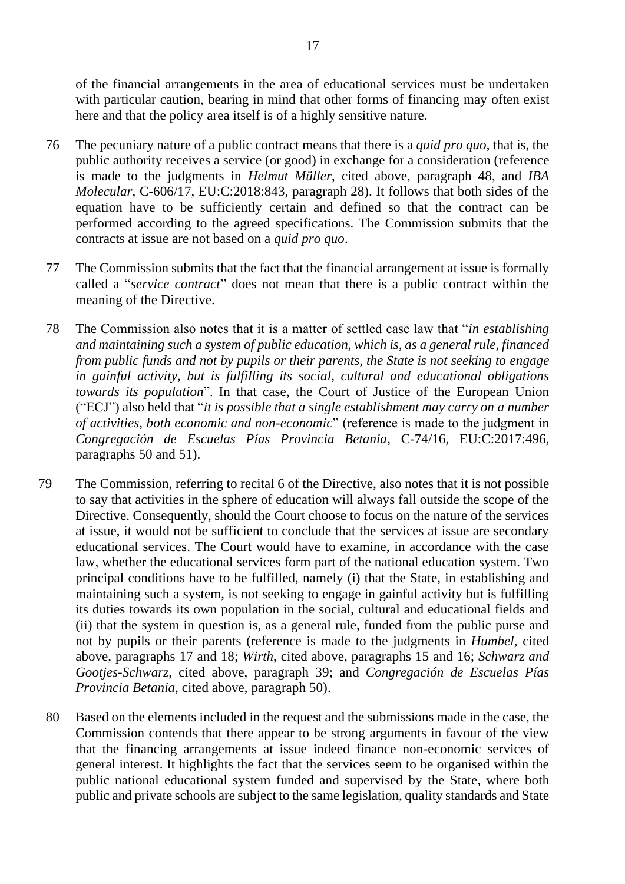of the financial arrangements in the area of educational services must be undertaken with particular caution, bearing in mind that other forms of financing may often exist here and that the policy area itself is of a highly sensitive nature.

76 The pecuniary nature of a public contract means that there is a *quid pro quo*, that is, the public authority receives a service (or good) in exchange for a consideration (reference is made to the judgments in *Helmut Müller*, cited above, paragraph 48, and *IBA Molecular*, C-606/17, EU:C:2018:843, paragraph 28). It follows that both sides of the equation have to be sufficiently certain and defined so that the contract can be performed according to the agreed specifications. The Commission submits that the contracts at issue are not based on a *quid pro quo*.

77 The Commission submits that the fact that the financial arrangement at issue is formally called a "*service contract*" does not mean that there is a public contract within the meaning of the Directive.

78 The Commission also notes that it is a matter of settled case law that "*in establishing and maintaining such a system of public education, which is, as a general rule, financed from public funds and not by pupils or their parents, the State is not seeking to engage in gainful activity, but is fulfilling its social, cultural and educational obligations towards its population*". In that case, the Court of Justice of the European Union ("ECJ") also held that "*it is possible that a single establishment may carry on a number of activities, both economic and non-economic*" (reference is made to the judgment in *Congregación de Escuelas Pías Provincia Betania*, C-74/16, EU:C:2017:496, paragraphs 50 and 51).

79 The Commission, referring to recital 6 of the Directive, also notes that it is not possible to say that activities in the sphere of education will always fall outside the scope of the Directive. Consequently, should the Court choose to focus on the nature of the services at issue, it would not be sufficient to conclude that the services at issue are secondary educational services. The Court would have to examine, in accordance with the case law, whether the educational services form part of the national education system. Two principal conditions have to be fulfilled, namely (i) that the State, in establishing and maintaining such a system, is not seeking to engage in gainful activity but is fulfilling its duties towards its own population in the social, cultural and educational fields and (ii) that the system in question is, as a general rule, funded from the public purse and not by pupils or their parents (reference is made to the judgments in *Humbel*, cited above, paragraphs 17 and 18; *Wirth*, cited above, paragraphs 15 and 16; *Schwarz and Gootjes-Schwarz*, cited above, paragraph 39; and *Congregación de Escuelas Pías Provincia Betania*, cited above, paragraph 50).

80 Based on the elements included in the request and the submissions made in the case, the Commission contends that there appear to be strong arguments in favour of the view that the financing arrangements at issue indeed finance non-economic services of general interest. It highlights the fact that the services seem to be organised within the public national educational system funded and supervised by the State, where both public and private schools are subject to the same legislation, quality standards and State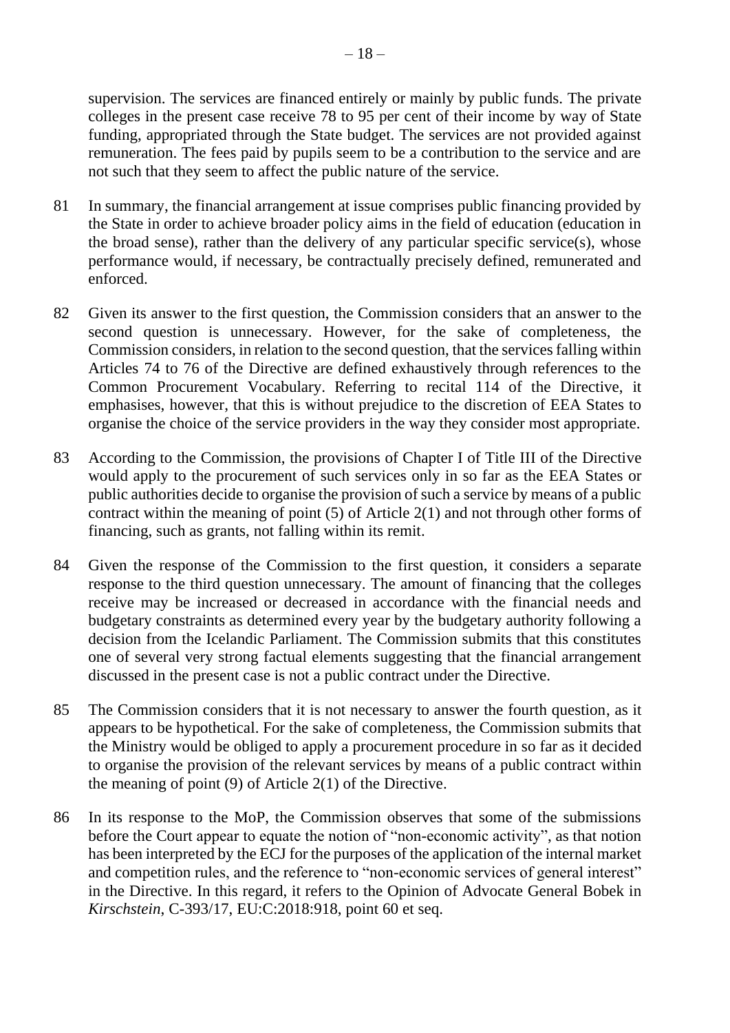supervision. The services are financed entirely or mainly by public funds. The private colleges in the present case receive 78 to 95 per cent of their income by way of State funding, appropriated through the State budget. The services are not provided against remuneration. The fees paid by pupils seem to be a contribution to the service and are not such that they seem to affect the public nature of the service.

81 In summary, the financial arrangement at issue comprises public financing provided by the State in order to achieve broader policy aims in the field of education (education in the broad sense), rather than the delivery of any particular specific service(s), whose performance would, if necessary, be contractually precisely defined, remunerated and enforced.

82 Given its answer to the first question, the Commission considers that an answer to the second question is unnecessary. However, for the sake of completeness, the Commission considers, in relation to the second question, that the services falling within Articles 74 to 76 of the Directive are defined exhaustively through references to the Common Procurement Vocabulary. Referring to recital 114 of the Directive, it emphasises, however, that this is without prejudice to the discretion of EEA States to organise the choice of the service providers in the way they consider most appropriate.

83 According to the Commission, the provisions of Chapter I of Title III of the Directive would apply to the procurement of such services only in so far as the EEA States or public authorities decide to organise the provision of such a service by means of a public contract within the meaning of point (5) of Article 2(1) and not through other forms of financing, such as grants, not falling within its remit.

84 Given the response of the Commission to the first question, it considers a separate response to the third question unnecessary. The amount of financing that the colleges receive may be increased or decreased in accordance with the financial needs and budgetary constraints as determined every year by the budgetary authority following a decision from the Icelandic Parliament. The Commission submits that this constitutes one of several very strong factual elements suggesting that the financial arrangement discussed in the present case is not a public contract under the Directive.

85 The Commission considers that it is not necessary to answer the fourth question, as it appears to be hypothetical. For the sake of completeness, the Commission submits that the Ministry would be obliged to apply a procurement procedure in so far as it decided to organise the provision of the relevant services by means of a public contract within the meaning of point (9) of Article 2(1) of the Directive.

86 In its response to the MoP, the Commission observes that some of the submissions before the Court appear to equate the notion of "non-economic activity", as that notion has been interpreted by the ECJ for the purposes of the application of the internal market and competition rules, and the reference to "non-economic services of general interest" in the Directive. In this regard, it refers to the Opinion of Advocate General Bobek in *Kirschstein*, C-393/17, EU:C:2018:918, point 60 et seq.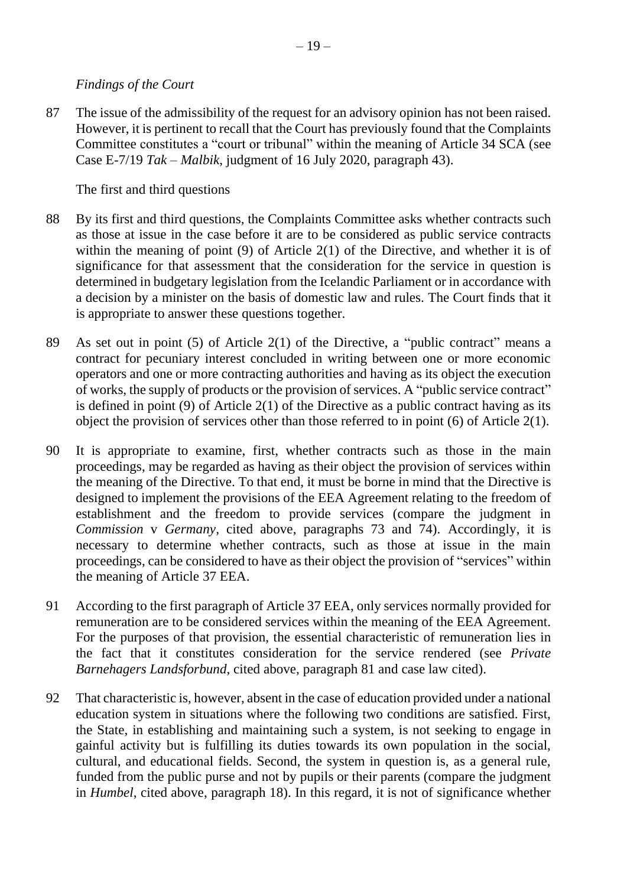*Findings of the Court*

87 The issue of the admissibility of the request for an advisory opinion has not been raised. However, it is pertinent to recall that the Court has previously found that the Complaints Committee constitutes a "court or tribunal" within the meaning of Article 34 SCA (see Case E-7/19 *Tak – Malbik*, judgment of 16 July 2020, paragraph 43).

The first and third questions

88 By its first and third questions, the Complaints Committee asks whether contracts such as those at issue in the case before it are to be considered as public service contracts within the meaning of point (9) of Article 2(1) of the Directive, and whether it is of significance for that assessment that the consideration for the service in question is determined in budgetary legislation from the Icelandic Parliament or in accordance with a decision by a minister on the basis of domestic law and rules. The Court finds that it is appropriate to answer these questions together.

89 As set out in point (5) of Article 2(1) of the Directive, a "public contract" means a contract for pecuniary interest concluded in writing between one or more economic operators and one or more contracting authorities and having as its object the execution of works, the supply of products or the provision of services. A "public service contract" is defined in point (9) of Article 2(1) of the Directive as a public contract having as its object the provision of services other than those referred to in point (6) of Article 2(1).

90 It is appropriate to examine, first, whether contracts such as those in the main proceedings, may be regarded as having as their object the provision of services within the meaning of the Directive. To that end, it must be borne in mind that the Directive is designed to implement the provisions of the EEA Agreement relating to the freedom of establishment and the freedom to provide services (compare the judgment in *Commission* v *Germany*, cited above, paragraphs 73 and 74). Accordingly, it is necessary to determine whether contracts, such as those at issue in the main proceedings, can be considered to have as their object the provision of "services" within the meaning of Article 37 EEA.

91 According to the first paragraph of Article 37 EEA, only services normally provided for remuneration are to be considered services within the meaning of the EEA Agreement. For the purposes of that provision, the essential characteristic of remuneration lies in the fact that it constitutes consideration for the service rendered (see *Private Barnehagers Landsforbund*, cited above, paragraph 81 and case law cited).

92 That characteristic is, however, absent in the case of education provided under a national education system in situations where the following two conditions are satisfied. First, the State, in establishing and maintaining such a system, is not seeking to engage in gainful activity but is fulfilling its duties towards its own population in the social, cultural, and educational fields. Second, the system in question is, as a general rule, funded from the public purse and not by pupils or their parents (compare the judgment in *Humbel*, cited above, paragraph 18). In this regard, it is not of significance whether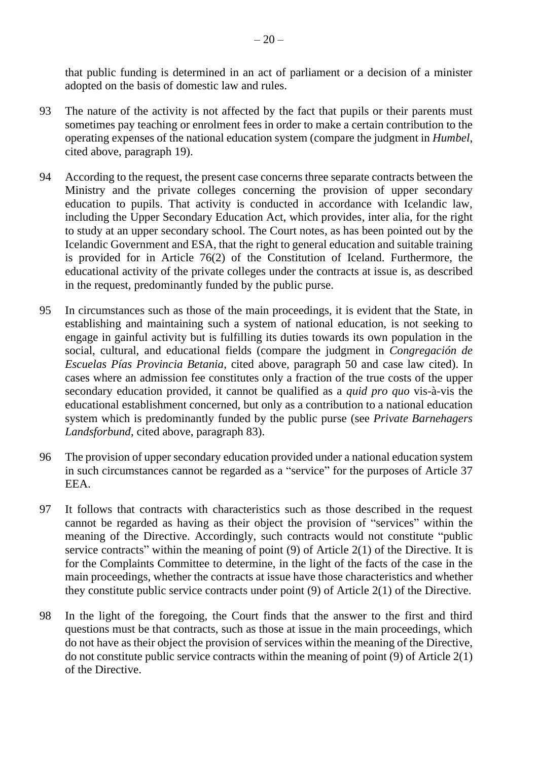that public funding is determined in an act of parliament or a decision of a minister adopted on the basis of domestic law and rules.

93 The nature of the activity is not affected by the fact that pupils or their parents must sometimes pay teaching or enrolment fees in order to make a certain contribution to the operating expenses of the national education system (compare the judgment in *Humbel*, cited above, paragraph 19).

94 According to the request, the present case concerns three separate contracts between the Ministry and the private colleges concerning the provision of upper secondary education to pupils. That activity is conducted in accordance with Icelandic law, including the Upper Secondary Education Act, which provides, inter alia, for the right to study at an upper secondary school. The Court notes, as has been pointed out by the Icelandic Government and ESA, that the right to general education and suitable training is provided for in Article 76(2) of the Constitution of Iceland. Furthermore, the educational activity of the private colleges under the contracts at issue is, as described in the request, predominantly funded by the public purse.

95 In circumstances such as those of the main proceedings, it is evident that the State, in establishing and maintaining such a system of national education, is not seeking to engage in gainful activity but is fulfilling its duties towards its own population in the social, cultural, and educational fields (compare the judgment in *Congregación de Escuelas Pías Provincia Betania*, cited above, paragraph 50 and case law cited). In cases where an admission fee constitutes only a fraction of the true costs of the upper secondary education provided, it cannot be qualified as a *quid pro quo* vis-à-vis the educational establishment concerned, but only as a contribution to a national education system which is predominantly funded by the public purse (see *Private Barnehagers Landsforbund*, cited above, paragraph 83).

96 The provision of upper secondary education provided under a national education system in such circumstances cannot be regarded as a "service" for the purposes of Article 37 EEA.

97 It follows that contracts with characteristics such as those described in the request cannot be regarded as having as their object the provision of "services" within the meaning of the Directive. Accordingly, such contracts would not constitute "public service contracts" within the meaning of point (9) of Article 2(1) of the Directive. It is for the Complaints Committee to determine, in the light of the facts of the case in the main proceedings, whether the contracts at issue have those characteristics and whether they constitute public service contracts under point (9) of Article 2(1) of the Directive.

98 In the light of the foregoing, the Court finds that the answer to the first and third questions must be that contracts, such as those at issue in the main proceedings, which do not have as their object the provision of services within the meaning of the Directive, do not constitute public service contracts within the meaning of point (9) of Article 2(1) of the Directive.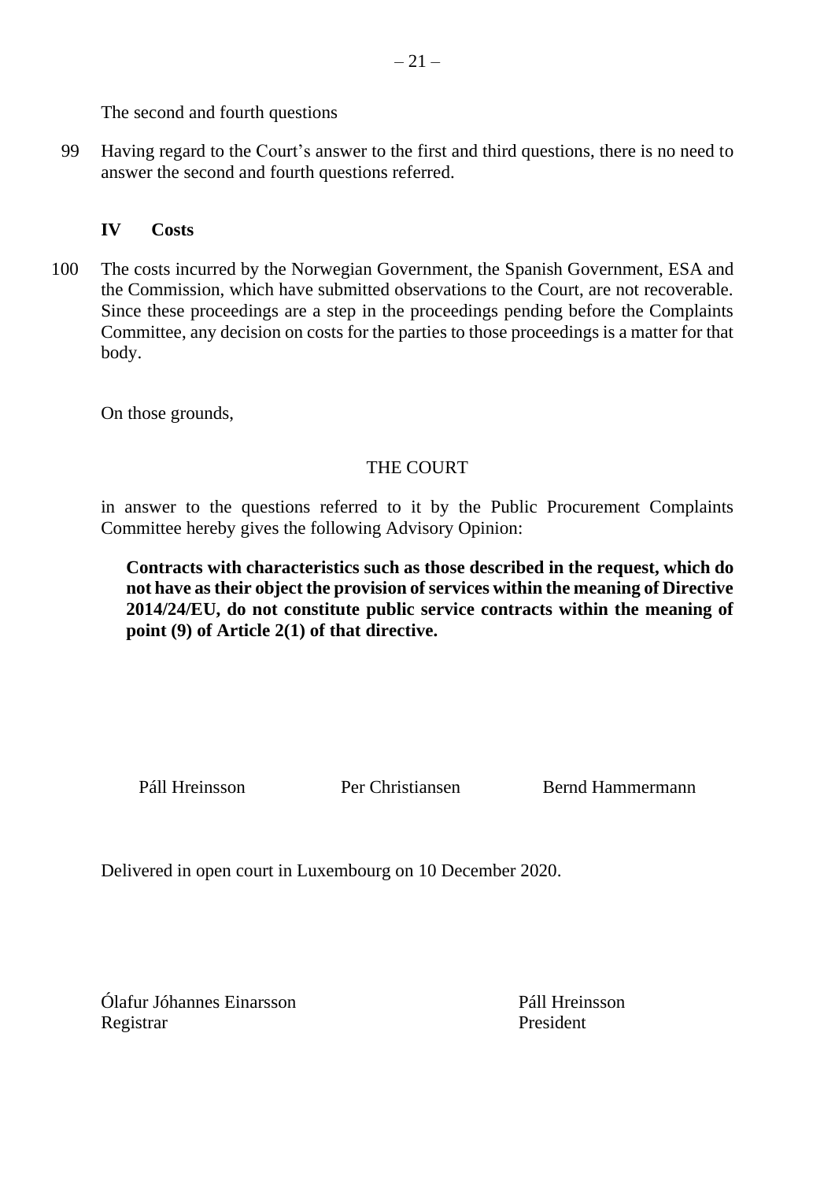The second and fourth questions

99 Having regard to the Court's answer to the first and third questions, there is no need to answer the second and fourth questions referred.

## IV Costs

100 The costs incurred by the Norwegian Government, the Spanish Government, ESA and the Commission, which have submitted observations to the Court, are not recoverable. Since these proceedings are a step in the proceedings pending before the Complaints Committee, any decision on costs for the parties to those proceedings is a matter for that body.

On those grounds,

THE COURT

in answer to the questions referred to it by the Public Procurement Complaints Committee hereby gives the following Advisory Opinion:

**Contracts with characteristics such as those described in the request, which do not have as their object the provision of services within the meaning of Directive 2014/24/EU, do not constitute public service contracts within the meaning of point (9) of Article 2(1) of that directive.**

Páll Hreinsson Per Christiansen Bernd Hammermann

Delivered in open court in Luxembourg on 10 December 2020.

Ólafur Jóhannes Einarsson
Registrar

Páll Hreinsson
President